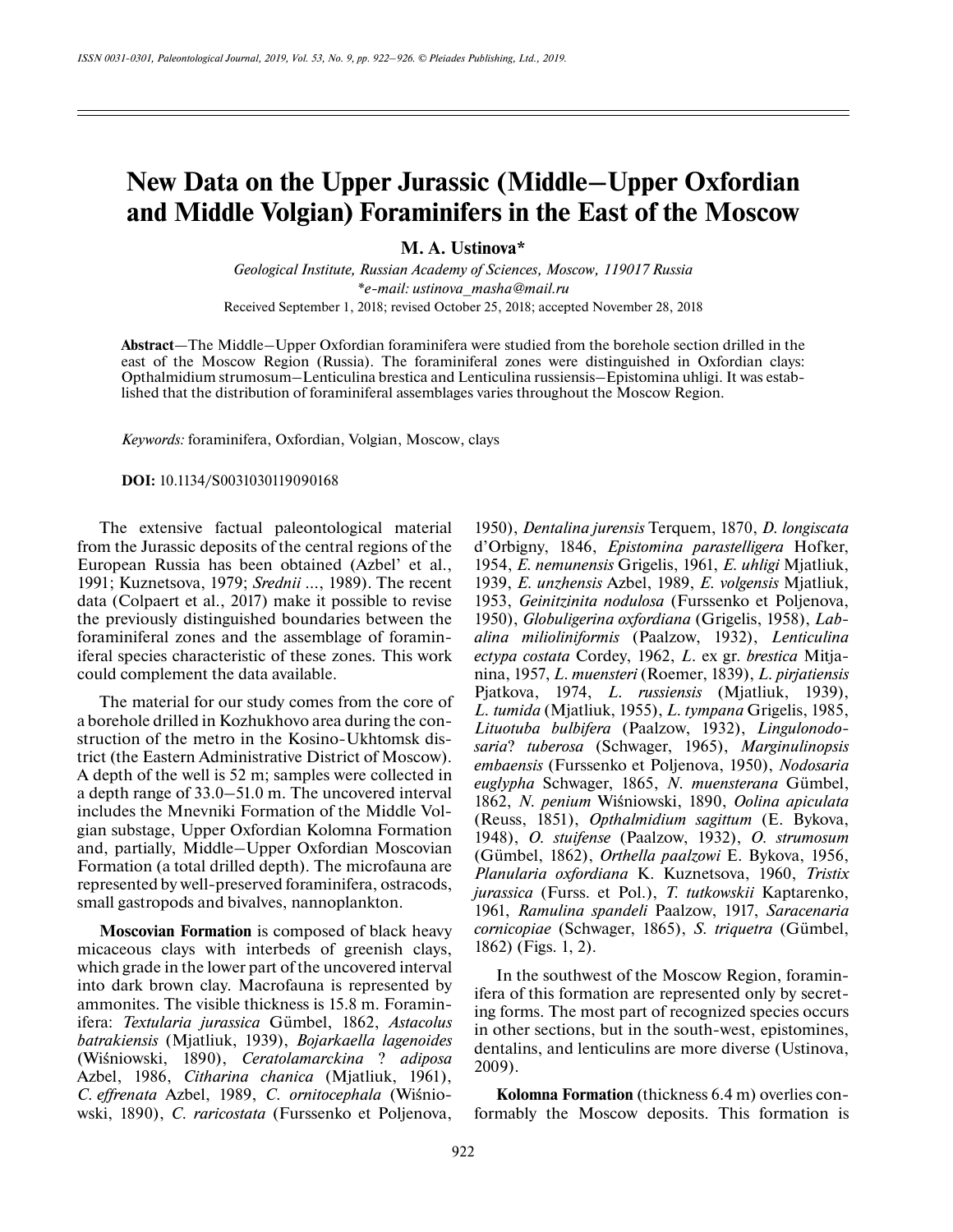# New Data on the Upper Jurassic (Middle–Upper Oxfordian and Middle Volgian) Foraminifers in the East of the Moscow

**M. A. Ustinova***

*Geological Institute, Russian Academy of Sciences, Moscow, 119017 Russia*
*\*e-mail: ustinova_masha@mail.ru*

Received September 1, 2018; revised October 25, 2018; accepted November 28, 2018

**Abstract**—The Middle–Upper Oxfordian foraminifera were studied from the borehole section drilled in the east of the Moscow Region (Russia). The foraminiferal zones were distinguished in Oxfordian clays: Opthalmidium strumosum–Lenticulina brestica and Lenticulina russiensis–Epistomina uhligi. It was established that the distribution of foraminiferal assemblages varies throughout the Moscow Region.

*Keywords:* foraminifera, Oxfordian, Volgian, Moscow, clays

**DOI:** 10.1134/S0031030119090168

The extensive factual paleontological material from the Jurassic deposits of the central regions of the European Russia has been obtained (Azbel' et al., 1991; Kuznetsova, 1979; *Srednii* ..., 1989). The recent data (Colpaert et al., 2017) make it possible to revise the previously distinguished boundaries between the foraminiferal zones and the assemblage of foraminiferal species characteristic of these zones. This work could complement the data available.

The material for our study comes from the core of a borehole drilled in Kozhukhovo area during the construction of the metro in the Kosino-Ukhtomsk district (the Eastern Administrative District of Moscow). A depth of the well is 52 m; samples were collected in a depth range of 33.0–51.0 m. The uncovered interval includes the Mnevniki Formation of the Middle Volgian substage, Upper Oxfordian Kolomna Formation and, partially, Middle–Upper Oxfordian Moscovian Formation (a total drilled depth). The microfauna are represented by well-preserved foraminifera, ostracods, small gastropods and bivalves, nannoplankton.

**Moscovian Formation** is composed of black heavy micaceous clays with interbeds of greenish clays, which grade in the lower part of the uncovered interval into dark brown clay. Macrofauna is represented by ammonites. The visible thickness is 15.8 m. Foraminifera: *Textularia jurassica* Gümbel, 1862, *Astacolus batrakiensis* (Mjatliuk, 1939), *Bojarkaella lagenoides* (Wiśniowski, 1890), *Ceratolamarckina* ? *adiposa* Azbel, 1986, *Citharina chanica* (Mjatliuk, 1961), *C. effrenata* Azbel, 1989, *C. ornitocephala* (Wiśniowski, 1890), *C. raricostata* (Furssenko et Poljenova, 1950), *Dentalina jurensis* Terquem, 1870, *D. longiscata* d'Orbigny, 1846, *Epistomina parastelligera* Hofker, 1954, *E. nemunensis* Grigelis, 1961, *E. uhligi* Mjatliuk, 1939, *E. unzhensis* Azbel, 1989, *E. volgensis* Mjatliuk, 1953, *Geinitzinita nodulosa* (Furssenko et Poljenova, 1950), *Globuligerina oxfordiana* (Grigelis, 1958), *Labalina milioliniformis* (Paalzow, 1932), *Lenticulina ectypa costata* Cordey, 1962, *L.* ex gr. *brestica* Mitjanina, 1957, *L. muensteri* (Roemer, 1839), *L. pirjatiensis* Pjatkova, 1974, *L. russiensis* (Mjatliuk, 1939), *L. tumida* (Mjatliuk, 1955), *L. tympana* Grigelis, 1985, *Lituotuba bulbifera* (Paalzow, 1932), *Lingulonodosaria*? *tuberosa* (Schwager, 1965), *Marginulinopsis embaensis* (Furssenko et Poljenova, 1950), *Nodosaria euglypha* Schwager, 1865, *N. muensterana* Gümbel, 1862, *N. penium* Wiśniowski, 1890, *Oolina apiculata* (Reuss, 1851), *Opthalmidium sagittum* (E. Bykova, 1948), *O. stuifense* (Paalzow, 1932), *O. strumosum* (Gümbel, 1862), *Orthella paalzowi* E. Bykova, 1956, *Planularia oxfordiana* K. Kuznetsova, 1960, *Tristix jurassica* (Furss. et Pol.), *T. tutkowskii* Kaptarenko, 1961, *Ramulina spandeli* Paalzow, 1917, *Saracenaria cornicopiae* (Schwager, 1865), *S. triquetra* (Gümbel, 1862) (Figs. 1, 2).

In the southwest of the Moscow Region, foraminifera of this formation are represented only by secreting forms. The most part of recognized species occurs in other sections, but in the south-west, epistomines, dentalins, and lenticulins are more diverse (Ustinova, 2009).

**Kolomna Formation** (thickness 6.4 m) overlies conformably the Moscow deposits. This formation is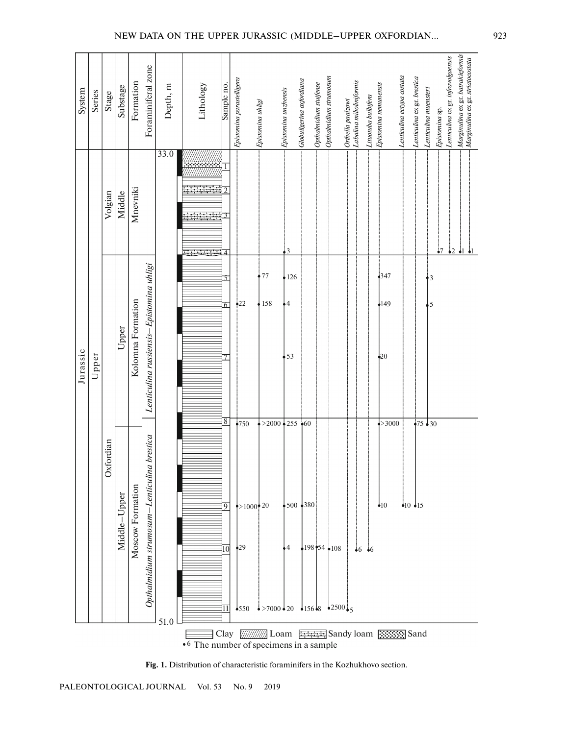**Fig. 1.** Distribution of characteristic foraminifers in the Kozhukhovo section.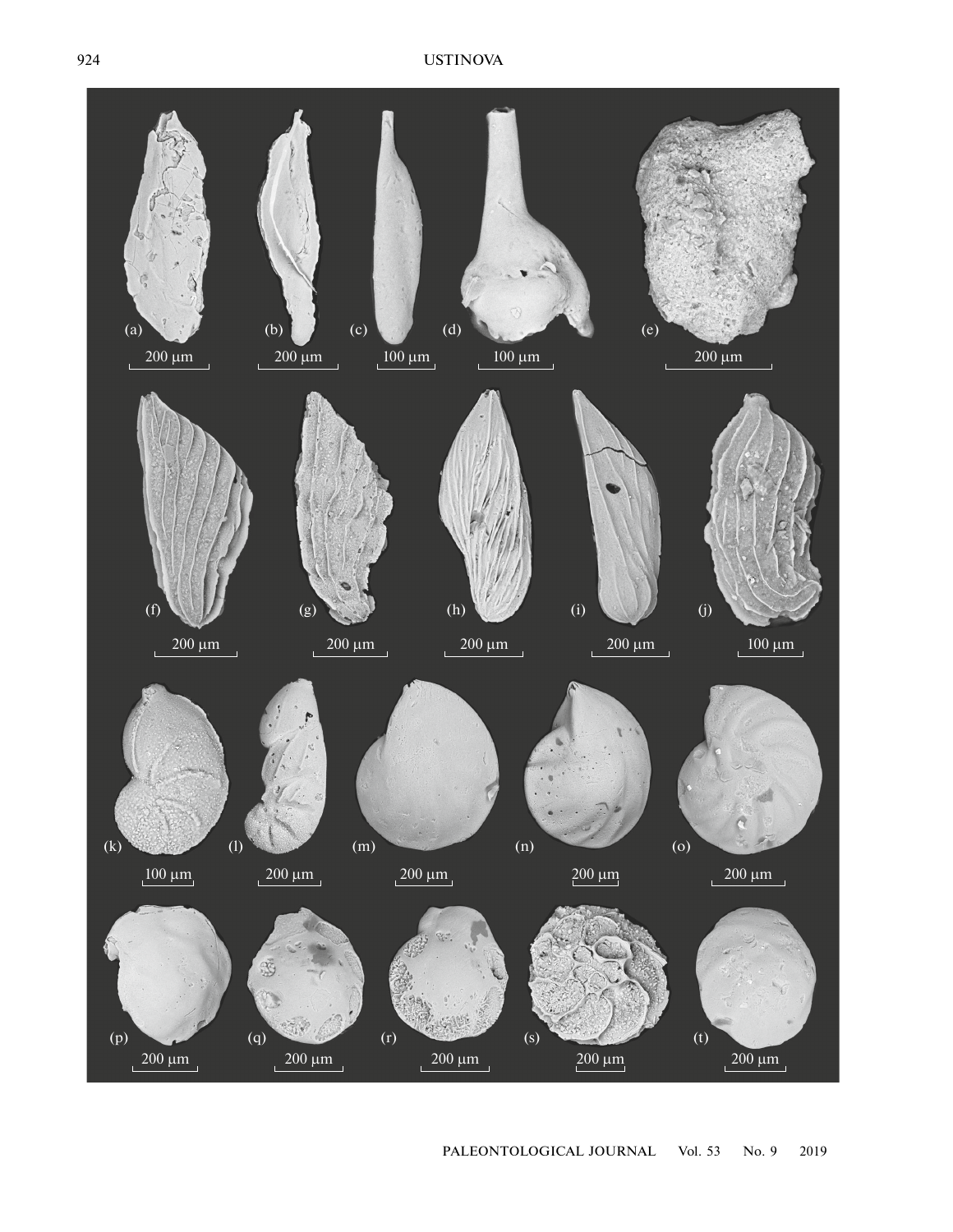(a) 200 μm
(b) 200 μm
(c) 100 μm
(d) 100 μm
(e) 200 μm

(f) 200 μm
(g) 200 μm
(h) 200 μm
(i) 200 μm
(j) 100 μm

(k) 100 μm
(l) 200 μm
(m) 200 μm
(n) 200 μm
(o) 200 μm

(p) 200 μm
(q) 200 μm
(r) 200 μm
(s) 200 μm
(t) 200 μm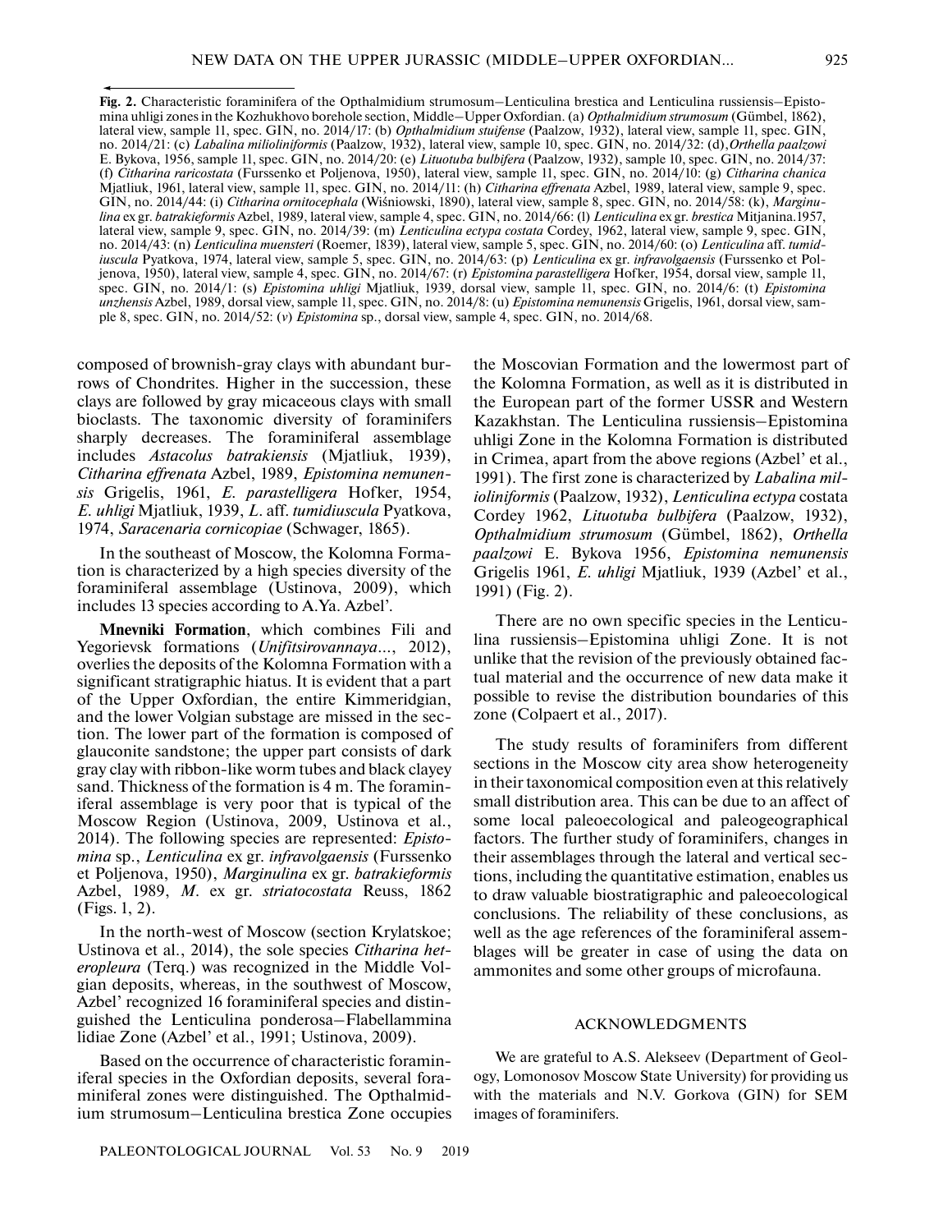**Fig. 2.** Characteristic foraminifera of the Opthalmidium strumosum–Lenticulina brestica and Lenticulina russiensis–Epistomina uhligi zones in the Kozhukhovo borehole section, Middle–Upper Oxfordian. (a) *Opthalmidium strumosum* (Gümbel, 1862), lateral view, sample 11, spec. GIN, no. 2014/17: (b) *Opthalmidium stuifense* (Paalzow, 1932), lateral view, sample 11, spec. GIN, no. 2014/21: (c) *Labalina milioliniformis* (Paalzow, 1932), lateral view, sample 10, spec. GIN, no. 2014/32: (d), *Orthella paalzowi* E. Bykova, 1956, sample 11, spec. GIN, no. 2014/20: (e) *Lituotuba bulbifera* (Paalzow, 1932), sample 10, spec. GIN, no. 2014/37: (f) *Citharina raricostata* (Furssenko et Poljenova, 1950), lateral view, sample 11, spec. GIN, no. 2014/10: (g) *Citharina chanica* Mjatliuk, 1961, lateral view, sample 11, spec. GIN, no. 2014/11: (h) *Citharina effrenata* Azbel, 1989, lateral view, sample 9, spec. GIN, no. 2014/44: (i) *Citharina ornitocephala* (Wiśniowski, 1890), lateral view, sample 8, spec. GIN, no. 2014/58: (k), *Marginulina* ex gr. *batrakieformis* Azbel, 1989, lateral view, sample 4, spec. GIN, no. 2014/66: (l) *Lenticulina* ex gr. *brestica* Mitjanina.1957, lateral view, sample 9, spec. GIN, no. 2014/39: (m) *Lenticulina ectypa costata* Cordey, 1962, lateral view, sample 9, spec. GIN, no. 2014/43: (n) *Lenticulina muensteri* (Roemer, 1839), lateral view, sample 5, spec. GIN, no. 2014/60: (o) *Lenticulina* aff. *tumidiuscula* Pyatkova, 1974, lateral view, sample 5, spec. GIN, no. 2014/63: (p) *Lenticulina* ex gr. *infravolgaensis* (Furssenko et Poljenova, 1950), lateral view, sample 4, spec. GIN, no. 2014/67: (r) *Epistomina parastelligera* Hofker, 1954, dorsal view, sample 11, spec. GIN, no. 2014/1: (s) *Epistomina uhligi* Mjatliuk, 1939, dorsal view, sample 11, spec. GIN, no. 2014/6: (t) *Epistomina unzhensis* Azbel, 1989, dorsal view, sample 11, spec. GIN, no. 2014/8: (u) *Epistomina nemunensis* Grigelis, 1961, dorsal view, sample 8, spec. GIN, no. 2014/52: (v) *Epistomina* sp., dorsal view, sample 4, spec. GIN, no. 2014/68.

composed of brownish-gray clays with abundant burrows of Chondrites. Higher in the succession, these clays are followed by gray micaceous clays with small bioclasts. The taxonomic diversity of foraminifers sharply decreases. The foraminiferal assemblage includes *Astacolus batrakiensis* (Mjatliuk, 1939), *Citharina effrenata* Azbel, 1989, *Epistomina nemunensis* Grigelis, 1961, *E. parastelligera* Hofker, 1954, *E. uhligi* Mjatliuk, 1939, *L.* aff. *tumidiuscula* Pyatkova, 1974, *Saracenaria cornicopiae* (Schwager, 1865).

In the southeast of Moscow, the Kolomna Formation is characterized by a high species diversity of the foraminiferal assemblage (Ustinova, 2009), which includes 13 species according to A.Ya. Azbel'.

**Mnevniki Formation**, which combines Fili and Yegorievsk formations (*Unifitsirovannaya*..., 2012), overlies the deposits of the Kolomna Formation with a significant stratigraphic hiatus. It is evident that a part of the Upper Oxfordian, the entire Kimmeridgian, and the lower Volgian substage are missed in the section. The lower part of the formation is composed of glauconite sandstone; the upper part consists of dark gray clay with ribbon-like worm tubes and black clayey sand. Thickness of the formation is 4 m. The foraminiferal assemblage is very poor that is typical of the Moscow Region (Ustinova, 2009, Ustinova et al., 2014). The following species are represented: *Epistomina* sp., *Lenticulina* ex gr. *infravolgaensis* (Furssenko et Poljenova, 1950), *Marginulina* ex gr. *batrakieformis* Azbel, 1989, *M.* ex gr. *striatocostata* Reuss, 1862 (Figs. 1, 2).

In the north-west of Moscow (section Krylatskoe; Ustinova et al., 2014), the sole species *Citharina heteropleura* (Terq.) was recognized in the Middle Volgian deposits, whereas, in the southwest of Moscow, Azbel' recognized 16 foraminiferal species and distinguished the Lenticulina ponderosa–Flabellammina lidiae Zone (Azbel' et al., 1991; Ustinova, 2009).

Based on the occurrence of characteristic foraminiferal species in the Oxfordian deposits, several foraminiferal zones were distinguished. The Opthalmidium strumosum–Lenticulina brestica Zone occupies the Moscovian Formation and the lowermost part of the Kolomna Formation, as well as it is distributed in the European part of the former USSR and Western Kazakhstan. The Lenticulina russiensis–Epistomina uhligi Zone in the Kolomna Formation is distributed in Crimea, apart from the above regions (Azbel' et al., 1991). The first zone is characterized by *Labalina milioliniformis* (Paalzow, 1932), *Lenticulina ectypa* costata Cordey 1962, *Lituotuba bulbifera* (Paalzow, 1932), *Opthalmidium strumosum* (Gümbel, 1862), *Orthella paalzowi* E. Bykova 1956, *Epistomina nemunensis* Grigelis 1961, *E. uhligi* Mjatliuk, 1939 (Azbel' et al., 1991) (Fig. 2).

There are no own specific species in the Lenticulina russiensis–Epistomina uhligi Zone. It is not unlike that the revision of the previously obtained factual material and the occurrence of new data make it possible to revise the distribution boundaries of this zone (Colpaert et al., 2017).

The study results of foraminifers from different sections in the Moscow city area show heterogeneity in their taxonomical composition even at this relatively small distribution area. This can be due to an affect of some local paleoecological and paleogeographical factors. The further study of foraminifers, changes in their assemblages through the lateral and vertical sections, including the quantitative estimation, enables us to draw valuable biostratigraphic and paleoecological conclusions. The reliability of these conclusions, as well as the age references of the foraminiferal assemblages will be greater in case of using the data on ammonites and some other groups of microfauna.

## ACKNOWLEDGMENTS

We are grateful to A.S. Alekseev (Department of Geology, Lomonosov Moscow State University) for providing us with the materials and N.V. Gorkova (GIN) for SEM images of foraminifers.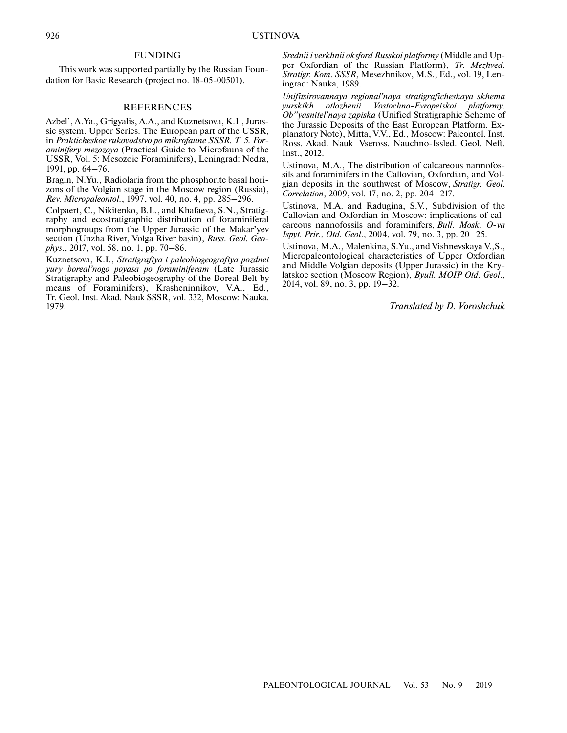## FUNDING

This work was supported partially by the Russian Foundation for Basic Research (project no. 18-05-00501).

## REFERENCES

Azbel', A.Ya., Grigyalis, A.A., and Kuznetsova, K.I., Jurassic system. Upper Series. The European part of the USSR, in *Prakticheskoe rukovodstvo po mikrofaune SSSR. T. 5. Foraminifery mezozoya* (Practical Guide to Microfauna of the USSR, Vol. 5: Mesozoic Foraminifers), Leningrad: Nedra, 1991, pp. 64–76.

Bragin, N.Yu., Radiolaria from the phosphorite basal horizons of the Volgian stage in the Moscow region (Russia), *Rev. Micropaleontol.*, 1997, vol. 40, no. 4, pp. 285–296.

Colpaert, C., Nikitenko, B.L., and Khafaeva, S.N., Stratigraphy and ecostratigraphic distribution of foraminiferal morphogroups from the Upper Jurassic of the Makar'yev section (Unzha River, Volga River basin), *Russ. Geol. Geophys.*, 2017, vol. 58, no. 1, pp. 70–86.

Kuznetsova, K.I., *Stratigrafiya i paleobiogeografiya pozdnei yury boreal'nogo poyasa po foraminiferam* (Late Jurassic Stratigraphy and Paleobiogeography of the Boreal Belt by means of Foraminifers), Krasheninnikov, V.A., Ed., Tr. Geol. Inst. Akad. Nauk SSSR, vol. 332, Moscow: Nauka. 1979.

*Srednii i verkhnii oksford Russkoi platformy* (Middle and Upper Oxfordian of the Russian Platform), *Tr. Mezhved. Stratigr. Kom. SSSR*, Mesezhnikov, M.S., Ed., vol. 19, Leningrad: Nauka, 1989.

*Unifitsirovannaya regional'naya stratigraficheskaya skhema yurskikh otlozhenii Vostochno-Evropeiskoi platformy. Ob"yasnitel'naya zapiska* (Unified Stratigraphic Scheme of the Jurassic Deposits of the East European Platform. Explanatory Note), Mitta, V.V., Ed., Moscow: Paleontol. Inst. Ross. Akad. Nauk–Vseross. Nauchno-Issled. Geol. Neft. Inst., 2012.

Ustinova, M.A., The distribution of calcareous nannofossils and foraminifers in the Callovian, Oxfordian, and Volgian deposits in the southwest of Moscow, *Stratigr. Geol. Correlation*, 2009, vol. 17, no. 2, pp. 204–217.

Ustinova, M.A. and Radugina, S.V., Subdivision of the Callovian and Oxfordian in Moscow: implications of calcareous nannofossils and foraminifers, *Bull. Mosk. O-va Ispyt. Prir., Otd. Geol.*, 2004, vol. 79, no. 3, pp. 20–25.

Ustinova, M.A., Malenkina, S.Yu., and Vishnevskaya V.,S., Micropaleontological characteristics of Upper Oxfordian and Middle Volgian deposits (Upper Jurassic) in the Krylatskoe section (Moscow Region), *Byull. MOIP Otd. Geol.*, 2014, vol. 89, no. 3, pp. 19–32.

*Translated by D. Voroshchuk*